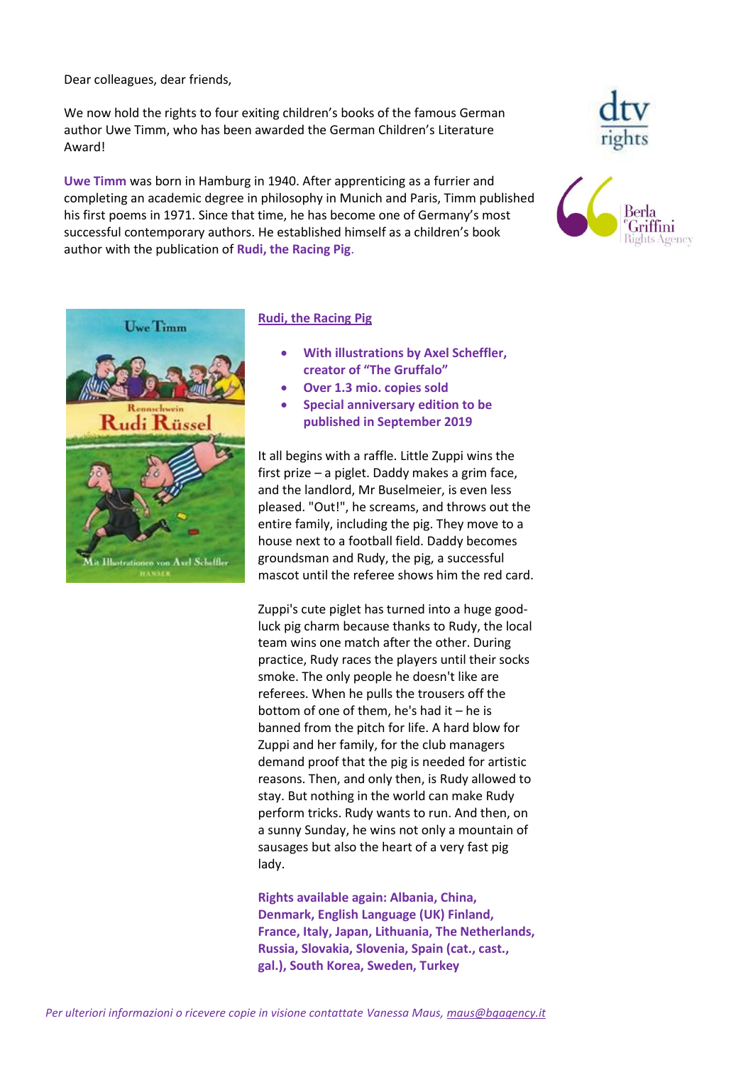Dear colleagues, dear friends,

We now hold the rights to four exiting children's books of the famous German author Uwe Timm, who has been awarded the German Children's Literature Award!

**Uwe Timm** was born in Hamburg in 1940. After apprenticing as a furrier and completing an academic degree in philosophy in Munich and Paris, Timm published his first poems in 1971. Since that time, he has become one of Germany's most successful contemporary authors. He established himself as a children's book author with the publication of **Rudi, the Racing Pig**.

## Rudi, the Racing Pig

- **With illustrations by Axel Scheffler, creator of "The Gruffalo"**
- **Over 1.3 mio. copies sold**
- **Special anniversary edition to be published in September 2019**

It all begins with a raffle. Little Zuppi wins the first prize – a piglet. Daddy makes a grim face, and the landlord, Mr Buselmeier, is even less pleased. "Out!", he screams, and throws out the entire family, including the pig. They move to a house next to a football field. Daddy becomes groundsman and Rudy, the pig, a successful mascot until the referee shows him the red card.

Zuppi's cute piglet has turned into a huge good-luck pig charm because thanks to Rudy, the local team wins one match after the other. During practice, Rudy races the players until their socks smoke. The only people he doesn't like are referees. When he pulls the trousers off the bottom of one of them, he's had it – he is banned from the pitch for life. A hard blow for Zuppi and her family, for the club managers demand proof that the pig is needed for artistic reasons. Then, and only then, is Rudy allowed to stay. But nothing in the world can make Rudy perform tricks. Rudy wants to run. And then, on a sunny Sunday, he wins not only a mountain of sausages but also the heart of a very fast pig lady.

**Rights available again: Albania, China, Denmark, English Language (UK) Finland, France, Italy, Japan, Lithuania, The Netherlands, Russia, Slovakia, Slovenia, Spain (cat., cast., gal.), South Korea, Sweden, Turkey**

*Per ulteriori informazioni o ricevere copie in visione contattate Vanessa Maus, maus@bgagency.it*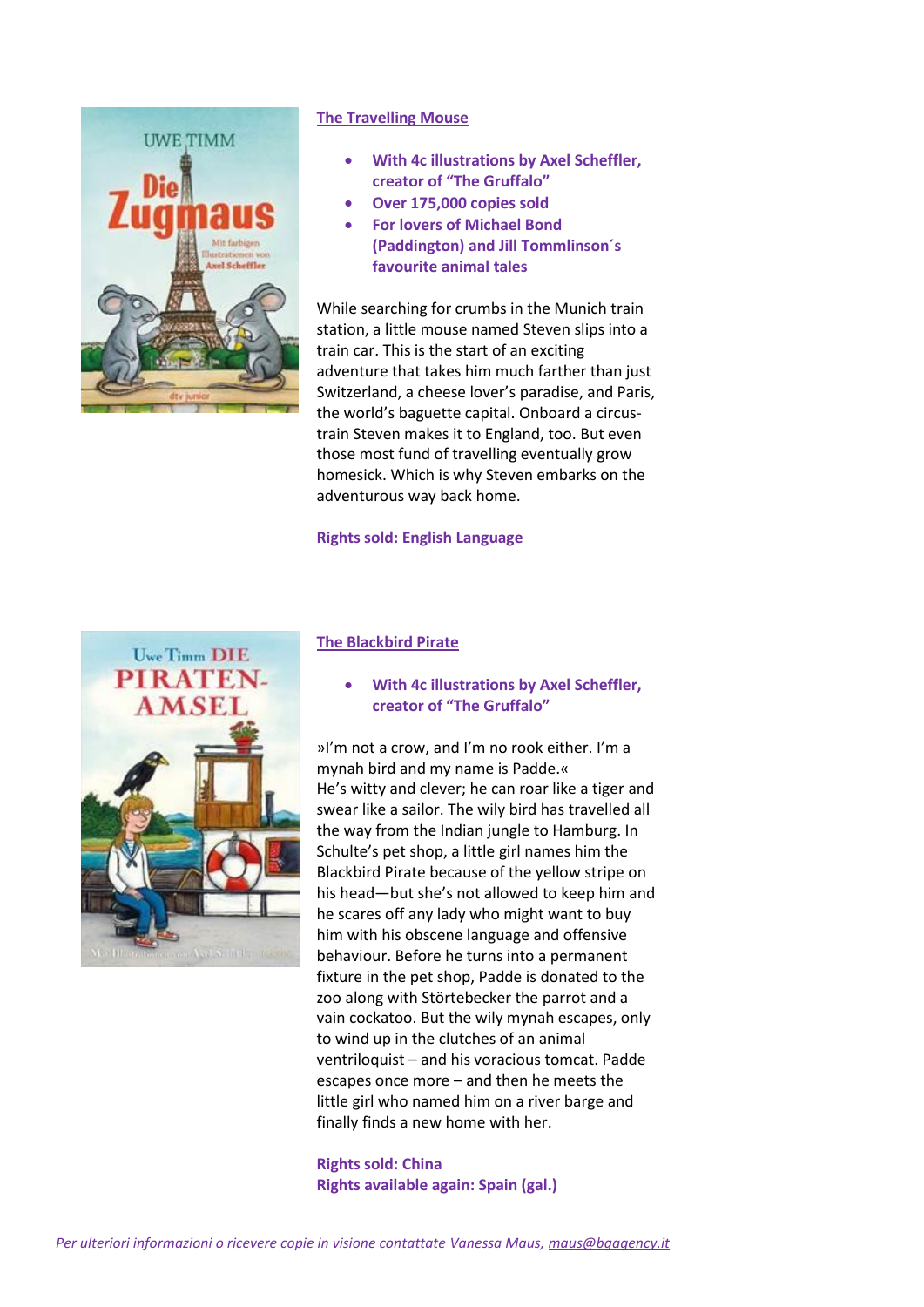## The Travelling Mouse

- **With 4c illustrations by Axel Scheffler, creator of "The Gruffalo"**
- **Over 175,000 copies sold**
- **For lovers of Michael Bond (Paddington) and Jill Tommlinson´s favourite animal tales**

While searching for crumbs in the Munich train station, a little mouse named Steven slips into a train car. This is the start of an exciting adventure that takes him much farther than just Switzerland, a cheese lover's paradise, and Paris, the world's baguette capital. Onboard a circus-train Steven makes it to England, too. But even those most fund of travelling eventually grow homesick. Which is why Steven embarks on the adventurous way back home.

**Rights sold: English Language**

## The Blackbird Pirate

- **With 4c illustrations by Axel Scheffler, creator of "The Gruffalo"**

»I'm not a crow, and I'm no rook either. I'm a mynah bird and my name is Padde.«
He's witty and clever; he can roar like a tiger and swear like a sailor. The wily bird has travelled all the way from the Indian jungle to Hamburg. In Schulte's pet shop, a little girl names him the Blackbird Pirate because of the yellow stripe on his head—but she's not allowed to keep him and he scares off any lady who might want to buy him with his obscene language and offensive behaviour. Before he turns into a permanent fixture in the pet shop, Padde is donated to the zoo along with Störtebecker the parrot and a vain cockatoo. But the wily mynah escapes, only to wind up in the clutches of an animal ventriloquist – and his voracious tomcat. Padde escapes once more – and then he meets the little girl who named him on a river barge and finally finds a new home with her.

**Rights sold: China**
**Rights available again: Spain (gal.)**

*Per ulteriori informazioni o ricevere copie in visione contattate Vanessa Maus, maus@bgagency.it*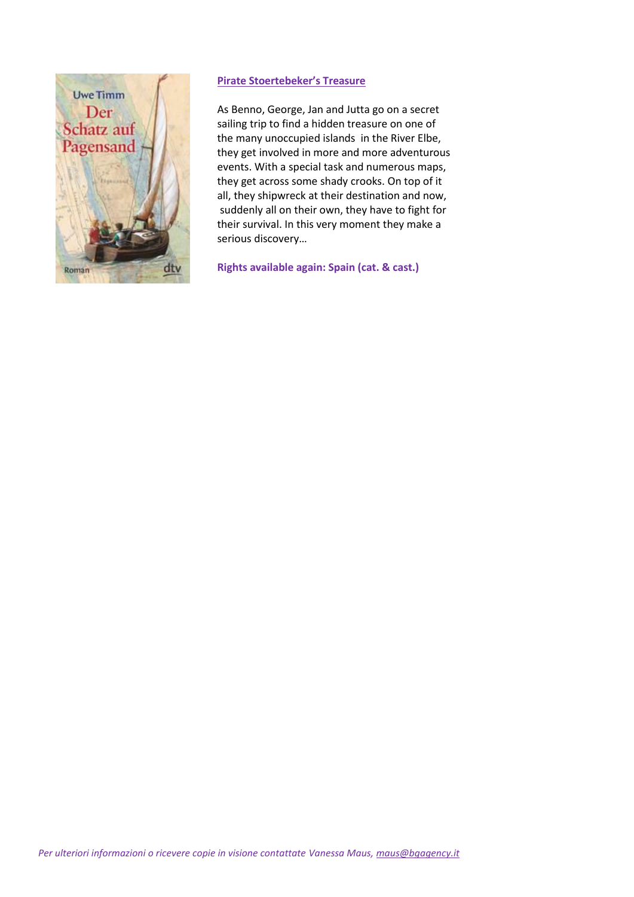**Pirate Stoertebeker's Treasure**

As Benno, George, Jan and Jutta go on a secret sailing trip to find a hidden treasure on one of the many unoccupied islands in the River Elbe, they get involved in more and more adventurous events. With a special task and numerous maps, they get across some shady crooks. On top of it all, they shipwreck at their destination and now, suddenly all on their own, they have to fight for their survival. In this very moment they make a serious discovery…

**Rights available again: Spain (cat. & cast.)**

*Per ulteriori informazioni o ricevere copie in visione contattate Vanessa Maus, maus@bgagency.it*